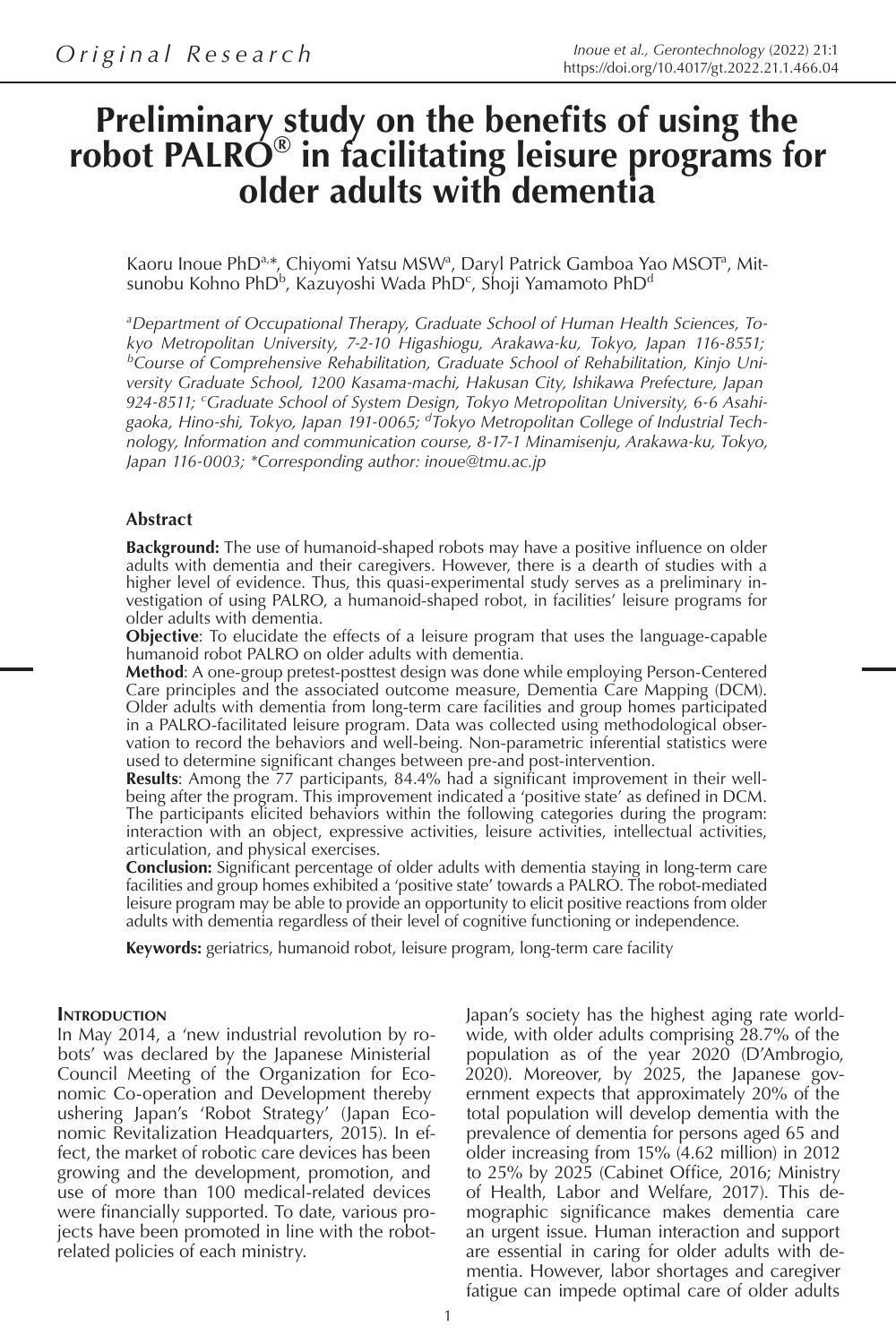Original Research

# Preliminary study on the benefits of using the robot PALRO® in facilitating leisure programs for older adults with dementia

Kaoru Inoue PhD[a,*], Chiyomi Yatsu MSW[a], Daryl Patrick Gamboa Yao MSOT[a], Mitsunobu Kohno PhD[b], Kazuyoshi Wada PhD[c], Shoji Yamamoto PhD[d]

*[a]Department of Occupational Therapy, Graduate School of Human Health Sciences, Tokyo Metropolitan University, 7-2-10 Higashiogu, Arakawa-ku, Tokyo, Japan 116-8551; [b]Course of Comprehensive Rehabilitation, Graduate School of Rehabilitation, Kinjo University Graduate School, 1200 Kasama-machi, Hakusan City, Ishikawa Prefecture, Japan 924-8511; [c]Graduate School of System Design, Tokyo Metropolitan University, 6-6 Asahigaoka, Hino-shi, Tokyo, Japan 191-0065; [d]Tokyo Metropolitan College of Industrial Technology, Information and communication course, 8-17-1 Minamisenju, Arakawa-ku, Tokyo, Japan 116-0003; *Corresponding author: inoue@tmu.ac.jp*

## Abstract

**Background:** The use of humanoid-shaped robots may have a positive influence on older adults with dementia and their caregivers. However, there is a dearth of studies with a higher level of evidence. Thus, this quasi-experimental study serves as a preliminary investigation of using PALRO, a humanoid-shaped robot, in facilities' leisure programs for older adults with dementia.

**Objective**: To elucidate the effects of a leisure program that uses the language-capable humanoid robot PALRO on older adults with dementia.

**Method**: A one-group pretest-posttest design was done while employing Person-Centered Care principles and the associated outcome measure, Dementia Care Mapping (DCM). Older adults with dementia from long-term care facilities and group homes participated in a PALRO-facilitated leisure program. Data was collected using methodological observation to record the behaviors and well-being. Non-parametric inferential statistics were used to determine significant changes between pre-and post-intervention.

**Results**: Among the 77 participants, 84.4% had a significant improvement in their well-being after the program. This improvement indicated a 'positive state' as defined in DCM. The participants elicited behaviors within the following categories during the program: interaction with an object, expressive activities, leisure activities, intellectual activities, articulation, and physical exercises.

**Conclusion:** Significant percentage of older adults with dementia staying in long-term care facilities and group homes exhibited a 'positive state' towards a PALRO. The robot-mediated leisure program may be able to provide an opportunity to elicit positive reactions from older adults with dementia regardless of their level of cognitive functioning or independence.

**Keywords:** geriatrics, humanoid robot, leisure program, long-term care facility

## Introduction

In May 2014, a 'new industrial revolution by robots' was declared by the Japanese Ministerial Council Meeting of the Organization for Economic Co-operation and Development thereby ushering Japan's 'Robot Strategy' (Japan Economic Revitalization Headquarters, 2015). In effect, the market of robotic care devices has been growing and the development, promotion, and use of more than 100 medical-related devices were financially supported. To date, various projects have been promoted in line with the robot-related policies of each ministry.

Japan's society has the highest aging rate worldwide, with older adults comprising 28.7% of the population as of the year 2020 (D'Ambrogio, 2020). Moreover, by 2025, the Japanese government expects that approximately 20% of the total population will develop dementia with the prevalence of dementia for persons aged 65 and older increasing from 15% (4.62 million) in 2012 to 25% by 2025 (Cabinet Office, 2016; Ministry of Health, Labor and Welfare, 2017). This demographic significance makes dementia care an urgent issue. Human interaction and support are essential in caring for older adults with dementia. However, labor shortages and caregiver fatigue can impede optimal care of older adults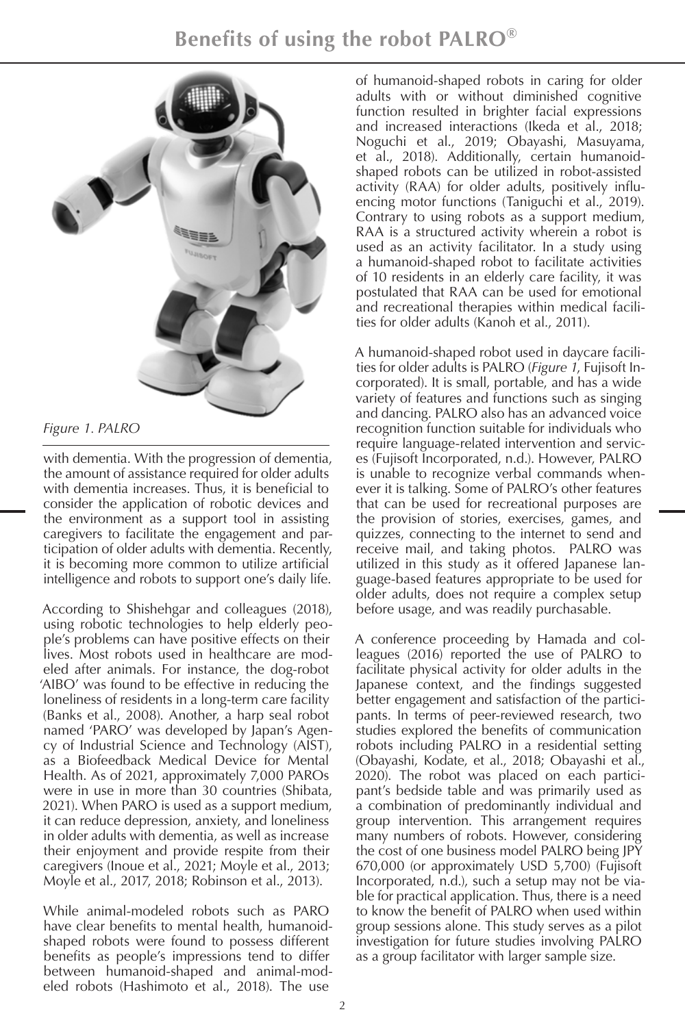# Benefits of using the robot PALRO®

*Figure 1. PALRO*

with dementia. With the progression of dementia, the amount of assistance required for older adults with dementia increases. Thus, it is beneficial to consider the application of robotic devices and the environment as a support tool in assisting caregivers to facilitate the engagement and participation of older adults with dementia. Recently, it is becoming more common to utilize artificial intelligence and robots to support one's daily life.

According to Shishehgar and colleagues (2018), using robotic technologies to help elderly people's problems can have positive effects on their lives. Most robots used in healthcare are modeled after animals. For instance, the dog-robot 'AIBO' was found to be effective in reducing the loneliness of residents in a long-term care facility (Banks et al., 2008). Another, a harp seal robot named 'PARO' was developed by Japan's Agency of Industrial Science and Technology (AIST), as a Biofeedback Medical Device for Mental Health. As of 2021, approximately 7,000 PAROs were in use in more than 30 countries (Shibata, 2021). When PARO is used as a support medium, it can reduce depression, anxiety, and loneliness in older adults with dementia, as well as increase their enjoyment and provide respite from their caregivers (Inoue et al., 2021; Moyle et al., 2013; Moyle et al., 2017, 2018; Robinson et al., 2013).

While animal-modeled robots such as PARO have clear benefits to mental health, humanoid-shaped robots were found to possess different benefits as people's impressions tend to differ between humanoid-shaped and animal-modeled robots (Hashimoto et al., 2018). The use of humanoid-shaped robots in caring for older adults with or without diminished cognitive function resulted in brighter facial expressions and increased interactions (Ikeda et al., 2018; Noguchi et al., 2019; Obayashi, Masuyama, et al., 2018). Additionally, certain humanoid-shaped robots can be utilized in robot-assisted activity (RAA) for older adults, positively influencing motor functions (Taniguchi et al., 2019). Contrary to using robots as a support medium, RAA is a structured activity wherein a robot is used as an activity facilitator. In a study using a humanoid-shaped robot to facilitate activities of 10 residents in an elderly care facility, it was postulated that RAA can be used for emotional and recreational therapies within medical facilities for older adults (Kanoh et al., 2011).

A humanoid-shaped robot used in daycare facilities for older adults is PALRO (*Figure 1*, Fujisoft Incorporated). It is small, portable, and has a wide variety of features and functions such as singing and dancing. PALRO also has an advanced voice recognition function suitable for individuals who require language-related intervention and services (Fujisoft Incorporated, n.d.). However, PALRO is unable to recognize verbal commands whenever it is talking. Some of PALRO's other features that can be used for recreational purposes are the provision of stories, exercises, games, and quizzes, connecting to the internet to send and receive mail, and taking photos. PALRO was utilized in this study as it offered Japanese language-based features appropriate to be used for older adults, does not require a complex setup before usage, and was readily purchasable.

A conference proceeding by Hamada and colleagues (2016) reported the use of PALRO to facilitate physical activity for older adults in the Japanese context, and the findings suggested better engagement and satisfaction of the participants. In terms of peer-reviewed research, two studies explored the benefits of communication robots including PALRO in a residential setting (Obayashi, Kodate, et al., 2018; Obayashi et al., 2020). The robot was placed on each participant's bedside table and was primarily used as a combination of predominantly individual and group intervention. This arrangement requires many numbers of robots. However, considering the cost of one business model PALRO being JPY 670,000 (or approximately USD 5,700) (Fujisoft Incorporated, n.d.), such a setup may not be viable for practical application. Thus, there is a need to know the benefit of PALRO when used within group sessions alone. This study serves as a pilot investigation for future studies involving PALRO as a group facilitator with larger sample size.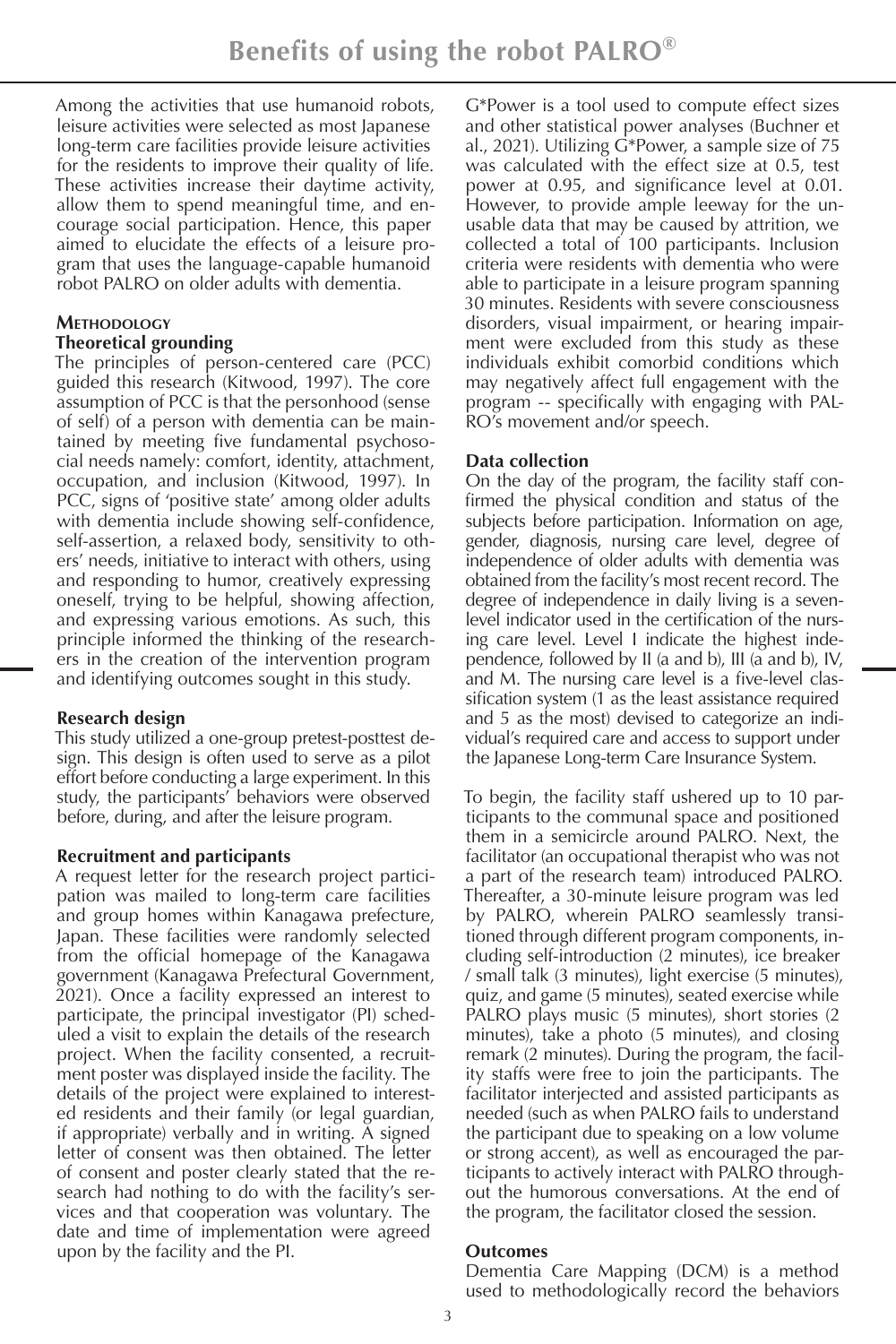Among the activities that use humanoid robots, leisure activities were selected as most Japanese long-term care facilities provide leisure activities for the residents to improve their quality of life. These activities increase their daytime activity, allow them to spend meaningful time, and encourage social participation. Hence, this paper aimed to elucidate the effects of a leisure program that uses the language-capable humanoid robot PALRO on older adults with dementia.

## Methodology

### Theoretical grounding

The principles of person-centered care (PCC) guided this research (Kitwood, 1997). The core assumption of PCC is that the personhood (sense of self) of a person with dementia can be maintained by meeting five fundamental psychosocial needs namely: comfort, identity, attachment, occupation, and inclusion (Kitwood, 1997). In PCC, signs of 'positive state' among older adults with dementia include showing self-confidence, self-assertion, a relaxed body, sensitivity to others' needs, initiative to interact with others, using and responding to humor, creatively expressing oneself, trying to be helpful, showing affection, and expressing various emotions. As such, this principle informed the thinking of the researchers in the creation of the intervention program and identifying outcomes sought in this study.

### Research design

This study utilized a one-group pretest-posttest design. This design is often used to serve as a pilot effort before conducting a large experiment. In this study, the participants' behaviors were observed before, during, and after the leisure program.

### Recruitment and participants

A request letter for the research project participation was mailed to long-term care facilities and group homes within Kanagawa prefecture, Japan. These facilities were randomly selected from the official homepage of the Kanagawa government (Kanagawa Prefectural Government, 2021). Once a facility expressed an interest to participate, the principal investigator (PI) scheduled a visit to explain the details of the research project. When the facility consented, a recruitment poster was displayed inside the facility. The details of the project were explained to interested residents and their family (or legal guardian, if appropriate) verbally and in writing. A signed letter of consent was then obtained. The letter of consent and poster clearly stated that the research had nothing to do with the facility's services and that cooperation was voluntary. The date and time of implementation were agreed upon by the facility and the PI.

G*Power is a tool used to compute effect sizes and other statistical power analyses (Buchner et al., 2021). Utilizing G*Power, a sample size of 75 was calculated with the effect size at 0.5, test power at 0.95, and significance level at 0.01. However, to provide ample leeway for the unusable data that may be caused by attrition, we collected a total of 100 participants. Inclusion criteria were residents with dementia who were able to participate in a leisure program spanning 30 minutes. Residents with severe consciousness disorders, visual impairment, or hearing impairment were excluded from this study as these individuals exhibit comorbid conditions which may negatively affect full engagement with the program -- specifically with engaging with PALRO's movement and/or speech.

### Data collection

On the day of the program, the facility staff confirmed the physical condition and status of the subjects before participation. Information on age, gender, diagnosis, nursing care level, degree of independence of older adults with dementia was obtained from the facility's most recent record. The degree of independence in daily living is a seven-level indicator used in the certification of the nursing care level. Level I indicate the highest independence, followed by II (a and b), III (a and b), IV, and M. The nursing care level is a five-level classification system (1 as the least assistance required and 5 as the most) devised to categorize an individual's required care and access to support under the Japanese Long-term Care Insurance System.

To begin, the facility staff ushered up to 10 participants to the communal space and positioned them in a semicircle around PALRO. Next, the facilitator (an occupational therapist who was not a part of the research team) introduced PALRO. Thereafter, a 30-minute leisure program was led by PALRO, wherein PALRO seamlessly transitioned through different program components, including self-introduction (2 minutes), ice breaker / small talk (3 minutes), light exercise (5 minutes), quiz, and game (5 minutes), seated exercise while PALRO plays music (5 minutes), short stories (2 minutes), take a photo (5 minutes), and closing remark (2 minutes). During the program, the facility staffs were free to join the participants. The facilitator interjected and assisted participants as needed (such as when PALRO fails to understand the participant due to speaking on a low volume or strong accent), as well as encouraged the participants to actively interact with PALRO throughout the humorous conversations. At the end of the program, the facilitator closed the session.

### Outcomes

Dementia Care Mapping (DCM) is a method used to methodologically record the behaviors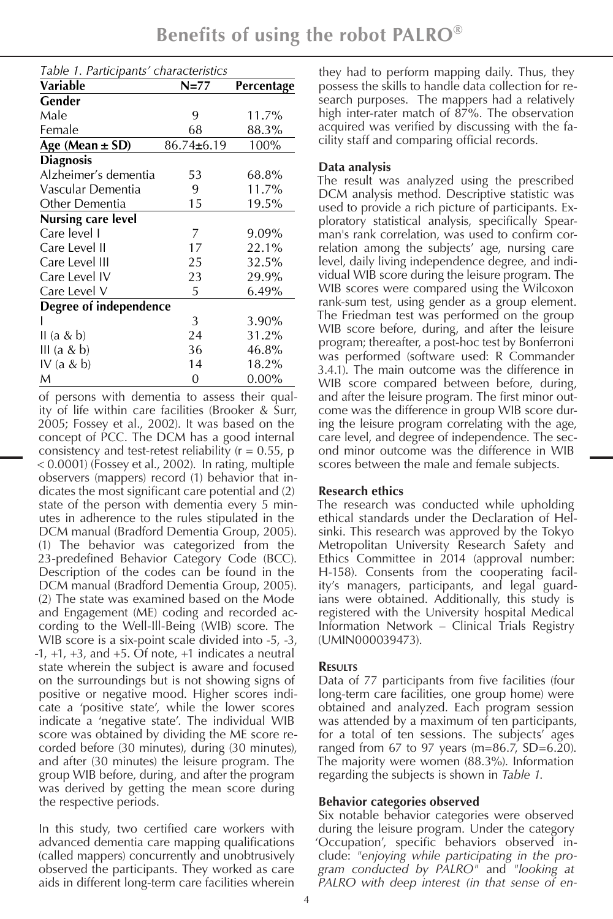*Table 1. Participants' characteristics*

| Variable | N=77 | Percentage |
|---|---|---|
| **Gender** | | |
| Male | 9 | 11.7% |
| Female | 68 | 88.3% |
| **Age (Mean ± SD)** | 86.74±6.19 | 100% |
| **Diagnosis** | | |
| Alzheimer's dementia | 53 | 68.8% |
| Vascular Dementia | 9 | 11.7% |
| Other Dementia | 15 | 19.5% |
| **Nursing care level** | | |
| Care level I | 7 | 9.09% |
| Care Level II | 17 | 22.1% |
| Care Level III | 25 | 32.5% |
| Care Level IV | 23 | 29.9% |
| Care Level V | 5 | 6.49% |
| **Degree of independence** | | |
| I | 3 | 3.90% |
| II (a & b) | 24 | 31.2% |
| III (a & b) | 36 | 46.8% |
| IV (a & b) | 14 | 18.2% |
| M | 0 | 0.00% |

of persons with dementia to assess their quality of life within care facilities (Brooker & Surr, 2005; Fossey et al., 2002). It was based on the concept of PCC. The DCM has a good internal consistency and test-retest reliability ($r = 0.55$, $p < 0.0001$) (Fossey et al., 2002). In rating, multiple observers (mappers) record (1) behavior that indicates the most significant care potential and (2) state of the person with dementia every 5 minutes in adherence to the rules stipulated in the DCM manual (Bradford Dementia Group, 2005). (1) The behavior was categorized from the 23-predefined Behavior Category Code (BCC). Description of the codes can be found in the DCM manual (Bradford Dementia Group, 2005). (2) The state was examined based on the Mode and Engagement (ME) coding and recorded according to the Well-Ill-Being (WIB) score. The WIB score is a six-point scale divided into -5, -3, -1, +1, +3, and +5. Of note, +1 indicates a neutral state wherein the subject is aware and focused on the surroundings but is not showing signs of positive or negative mood. Higher scores indicate a 'positive state', while the lower scores indicate a 'negative state'. The individual WIB score was obtained by dividing the ME score recorded before (30 minutes), during (30 minutes), and after (30 minutes) the leisure program. The group WIB before, during, and after the program was derived by getting the mean score during the respective periods.

In this study, two certified care workers with advanced dementia care mapping qualifications (called mappers) concurrently and unobtrusively observed the participants. They worked as care aids in different long-term care facilities wherein they had to perform mapping daily. Thus, they possess the skills to handle data collection for research purposes. The mappers had a relatively high inter-rater match of 87%. The observation acquired was verified by discussing with the facility staff and comparing official records.

### Data analysis

The result was analyzed using the prescribed DCM analysis method. Descriptive statistic was used to provide a rich picture of participants. Exploratory statistical analysis, specifically Spearman's rank correlation, was used to confirm correlation among the subjects' age, nursing care level, daily living independence degree, and individual WIB score during the leisure program. The WIB scores were compared using the Wilcoxon rank-sum test, using gender as a group element. The Friedman test was performed on the group WIB score before, during, and after the leisure program; thereafter, a post-hoc test by Bonferroni was performed (software used: R Commander 3.4.1). The main outcome was the difference in WIB score compared between before, during, and after the leisure program. The first minor outcome was the difference in group WIB score during the leisure program correlating with the age, care level, and degree of independence. The second minor outcome was the difference in WIB scores between the male and female subjects.

### Research ethics

The research was conducted while upholding ethical standards under the Declaration of Helsinki. This research was approved by the Tokyo Metropolitan University Research Safety and Ethics Committee in 2014 (approval number: H-158). Consents from the cooperating facility's managers, participants, and legal guardians were obtained. Additionally, this study is registered with the University hospital Medical Information Network – Clinical Trials Registry (UMIN000039473).

## Results

Data of 77 participants from five facilities (four long-term care facilities, one group home) were obtained and analyzed. Each program session was attended by a maximum of ten participants, for a total of ten sessions. The subjects' ages ranged from 67 to 97 years (m=86.7, SD=6.20). The majority were women (88.3%). Information regarding the subjects is shown in *Table 1.*

### Behavior categories observed

Six notable behavior categories were observed during the leisure program. Under the category 'Occupation', specific behaviors observed include: *"enjoying while participating in the program conducted by PALRO"* and *"looking at PALRO with deep interest (in that sense of en-*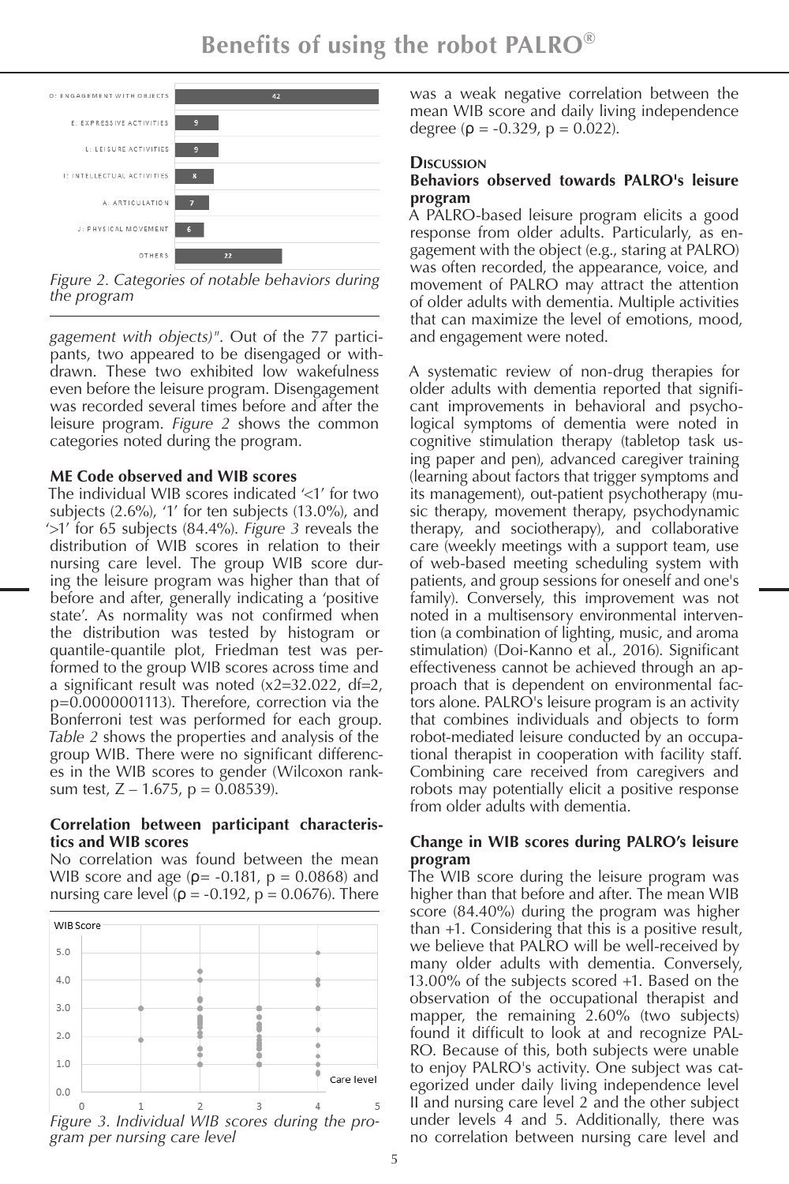Figure 2. Categories of notable behaviors during the program

gagement with objects)". Out of the 77 participants, two appeared to be disengaged or withdrawn. These two exhibited low wakefulness even before the leisure program. Disengagement was recorded several times before and after the leisure program. *Figure 2* shows the common categories noted during the program.

### ME Code observed and WIB scores

The individual WIB scores indicated '<1' for two subjects (2.6%), '1' for ten subjects (13.0%), and '>1' for 65 subjects (84.4%). *Figure 3* reveals the distribution of WIB scores in relation to their nursing care level. The group WIB score during the leisure program was higher than that of before and after, generally indicating a 'positive state'. As normality was not confirmed when the distribution was tested by histogram or quantile-quantile plot, Friedman test was performed to the group WIB scores across time and a significant result was noted ($x2=32.022$, $df=2$, $p=0.0000001113$). Therefore, correction via the Bonferroni test was performed for each group. *Table 2* shows the properties and analysis of the group WIB. There were no significant differences in the WIB scores to gender (Wilcoxon rank-sum test, $Z – 1.675$, $p = 0.08539$).

### Correlation between participant characteristics and WIB scores

No correlation was found between the mean WIB score and age ($\rho = -0.181$, $p = 0.0868$) and nursing care level ($\rho = -0.192$, $p = 0.0676$). There was a weak negative correlation between the mean WIB score and daily living independence degree ($\rho = -0.329$, $p = 0.022$).

Figure 3. Individual WIB scores during the program per nursing care level

## Discussion

### Behaviors observed towards PALRO's leisure program

A PALRO-based leisure program elicits a good response from older adults. Particularly, as engagement with the object (e.g., staring at PALRO) was often recorded, the appearance, voice, and movement of PALRO may attract the attention of older adults with dementia. Multiple activities that can maximize the level of emotions, mood, and engagement were noted.

A systematic review of non-drug therapies for older adults with dementia reported that significant improvements in behavioral and psychological symptoms of dementia were noted in cognitive stimulation therapy (tabletop task using paper and pen), advanced caregiver training (learning about factors that trigger symptoms and its management), out-patient psychotherapy (music therapy, movement therapy, psychodynamic therapy, and sociotherapy), and collaborative care (weekly meetings with a support team, use of web-based meeting scheduling system with patients, and group sessions for oneself and one's family). Conversely, this improvement was not noted in a multisensory environmental intervention (a combination of lighting, music, and aroma stimulation) (Doi-Kanno et al., 2016). Significant effectiveness cannot be achieved through an approach that is dependent on environmental factors alone. PALRO's leisure program is an activity that combines individuals and objects to form robot-mediated leisure conducted by an occupational therapist in cooperation with facility staff. Combining care received from caregivers and robots may potentially elicit a positive response from older adults with dementia.

### Change in WIB scores during PALRO's leisure program

The WIB score during the leisure program was higher than that before and after. The mean WIB score (84.40%) during the program was higher than +1. Considering that this is a positive result, we believe that PALRO will be well-received by many older adults with dementia. Conversely, 13.00% of the subjects scored +1. Based on the observation of the occupational therapist and mapper, the remaining 2.60% (two subjects) found it difficult to look at and recognize PALRO. Because of this, both subjects were unable to enjoy PALRO's activity. One subject was categorized under daily living independence level II and nursing care level 2 and the other subject under levels 4 and 5. Additionally, there was no correlation between nursing care level and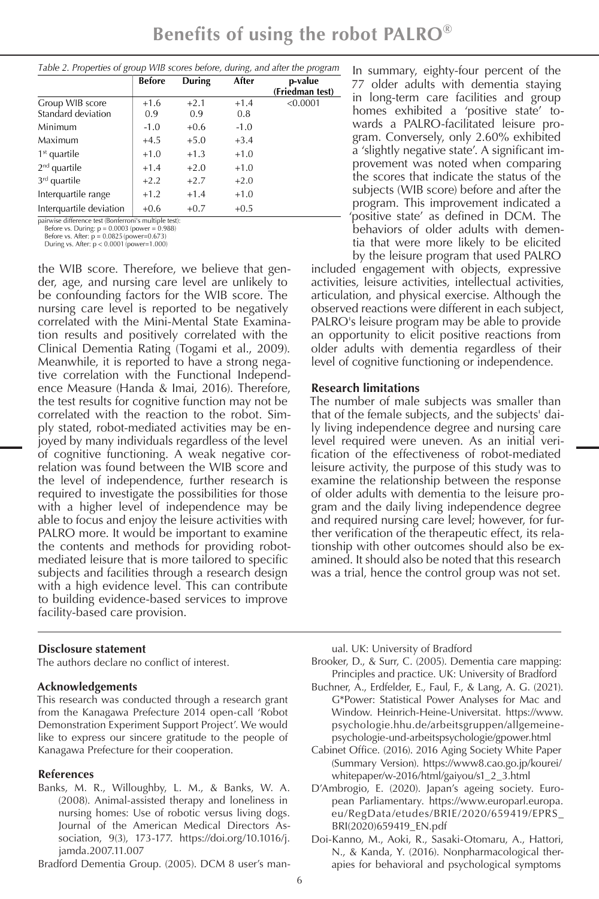*Table 2. Properties of group WIB scores before, during, and after the program*

| | Before | During | After | p-value (Friedman test) |
|---|---|---|---|---|
| Group WIB score | +1.6 | +2.1 | +1.4 | <0.0001 |
| Standard deviation | 0.9 | 0.9 | 0.8 | |
| Minimum | -1.0 | +0.6 | -1.0 | |
| Maximum | +4.5 | +5.0 | +3.4 | |
| 1st quartile | +1.0 | +1.3 | +1.0 | |
| 2nd quartile | +1.4 | +2.0 | +1.0 | |
| 3rd quartile | +2.2 | +2.7 | +2.0 | |
| Interquartile range | +1.2 | +1.4 | +1.0 | |
| Interquartile deviation | +0.6 | +0.7 | +0.5 | |

pairwise difference test (Bonferroni's multiple test):
Before vs. During: $p = 0.0003$ (power = 0.988)
Before vs. After: $p = 0.0825$ (power=0.673)
During vs. After: $p < 0.0001$ (power=1.000)

the WIB score. Therefore, we believe that gender, age, and nursing care level are unlikely to be confounding factors for the WIB score. The nursing care level is reported to be negatively correlated with the Mini-Mental State Examination results and positively correlated with the Clinical Dementia Rating (Togami et al., 2009). Meanwhile, it is reported to have a strong negative correlation with the Functional Independence Measure (Handa & Imai, 2016). Therefore, the test results for cognitive function may not be correlated with the reaction to the robot. Simply stated, robot-mediated activities may be enjoyed by many individuals regardless of the level of cognitive functioning. A weak negative correlation was found between the WIB score and the level of independence, further research is required to investigate the possibilities for those with a higher level of independence may be able to focus and enjoy the leisure activities with PALRO more. It would be important to examine the contents and methods for providing robot-mediated leisure that is more tailored to specific subjects and facilities through a research design with a high evidence level. This can contribute to building evidence-based services to improve facility-based care provision.

In summary, eighty-four percent of the 77 older adults with dementia staying in long-term care facilities and group homes exhibited a 'positive state' towards a PALRO-facilitated leisure program. Conversely, only 2.60% exhibited a 'slightly negative state'. A significant improvement was noted when comparing the scores that indicate the status of the subjects (WIB score) before and after the program. This improvement indicated a 'positive state' as defined in DCM. The behaviors of older adults with dementia that were more likely to be elicited by the leisure program that used PALRO included engagement with objects, expressive activities, leisure activities, intellectual activities, articulation, and physical exercise. Although the observed reactions were different in each subject, PALRO's leisure program may be able to provide an opportunity to elicit positive reactions from older adults with dementia regardless of their level of cognitive functioning or independence.

## Research limitations

The number of male subjects was smaller than that of the female subjects, and the subjects' daily living independence degree and nursing care level required were uneven. As an initial verification of the effectiveness of robot-mediated leisure activity, the purpose of this study was to examine the relationship between the response of older adults with dementia to the leisure program and the daily living independence degree and required nursing care level; however, for further verification of the therapeutic effect, its relationship with other outcomes should also be examined. It should also be noted that this research was a trial, hence the control group was not set.

## Disclosure statement

The authors declare no conflict of interest.

## Acknowledgements

This research was conducted through a research grant from the Kanagawa Prefecture 2014 open-call 'Robot Demonstration Experiment Support Project'. We would like to express our sincere gratitude to the people of Kanagawa Prefecture for their cooperation.

## References

Banks, M. R., Willoughby, L. M., & Banks, W. A. (2008). Animal-assisted therapy and loneliness in nursing homes: Use of robotic versus living dogs. Journal of the American Medical Directors Association, 9(3), 173-177. https://doi.org/10.1016/j.jamda.2007.11.007

Bradford Dementia Group. (2005). DCM 8 user's manual. UK: University of Bradford

Brooker, D., & Surr, C. (2005). Dementia care mapping: Principles and practice. UK: University of Bradford

Buchner, A., Erdfelder, E., Faul, F., & Lang, A. G. (2021). G*Power: Statistical Power Analyses for Mac and Window. Heinrich-Heine-Universitat. https://www.psychologie.hhu.de/arbeitsgruppen/allgemeine-psychologie-und-arbeitspsychologie/gpower.html

Cabinet Office. (2016). 2016 Aging Society White Paper (Summary Version). https://www8.cao.go.jp/kourei/whitepaper/w-2016/html/gaiyou/s1_2_3.html

D'Ambrogio, E. (2020). Japan's ageing society. European Parliamentary. https://www.europarl.europa.eu/RegData/etudes/BRIE/2020/659419/EPRS_BRI(2020)659419_EN.pdf

Doi-Kanno, M., Aoki, R., Sasaki-Otomaru, A., Hattori, N., & Kanda, Y. (2016). Nonpharmacological therapies for behavioral and psychological symptoms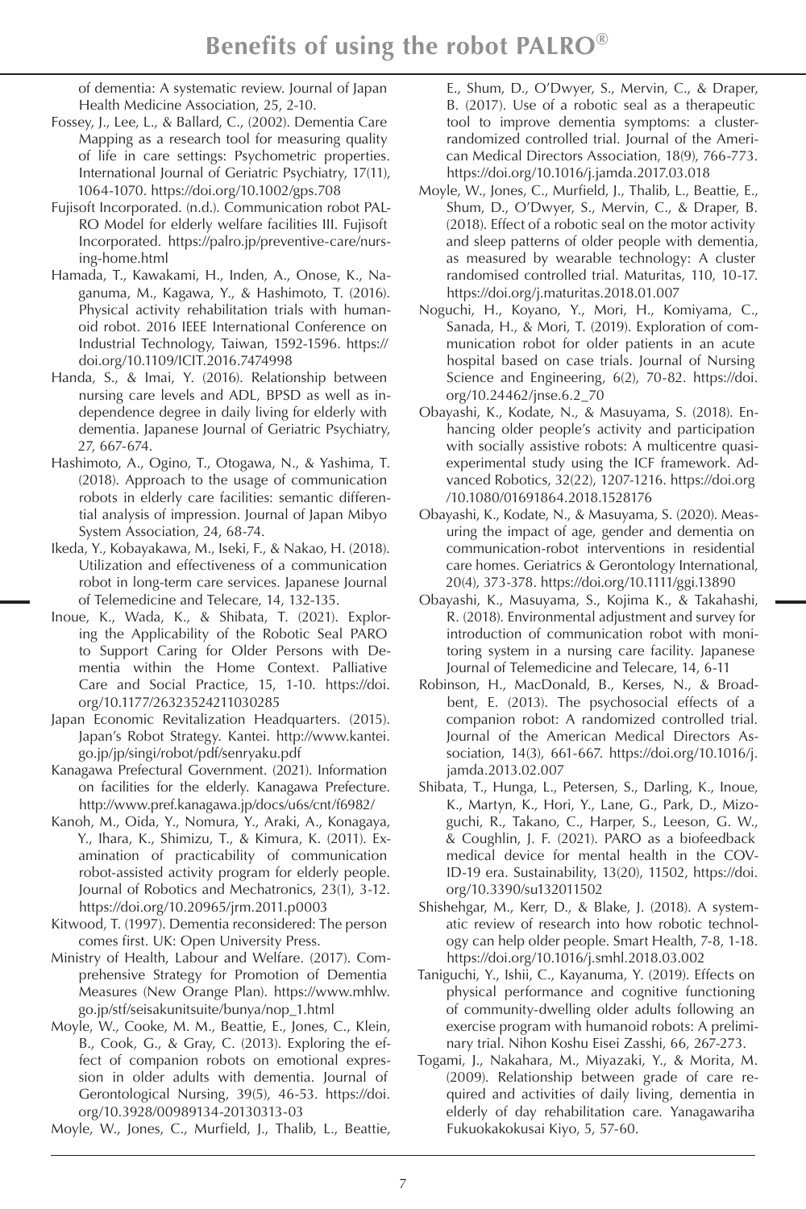of dementia: A systematic review. Journal of Japan Health Medicine Association, 25, 2-10.

Fossey, J., Lee, L., & Ballard, C., (2002). Dementia Care Mapping as a research tool for measuring quality of life in care settings: Psychometric properties. International Journal of Geriatric Psychiatry, 17(11), 1064-1070. https://doi.org/10.1002/gps.708

Fujisoft Incorporated. (n.d.). Communication robot PALRO Model for elderly welfare facilities III. Fujisoft Incorporated. https://palro.jp/preventive-care/nursing-home.html

Hamada, T., Kawakami, H., Inden, A., Onose, K., Naganuma, M., Kagawa, Y., & Hashimoto, T. (2016). Physical activity rehabilitation trials with humanoid robot. 2016 IEEE International Conference on Industrial Technology, Taiwan, 1592-1596. https://doi.org/10.1109/ICIT.2016.7474998

Handa, S., & Imai, Y. (2016). Relationship between nursing care levels and ADL, BPSD as well as independence degree in daily living for elderly with dementia. Japanese Journal of Geriatric Psychiatry, 27, 667-674.

Hashimoto, A., Ogino, T., Otogawa, N., & Yashima, T. (2018). Approach to the usage of communication robots in elderly care facilities: semantic differential analysis of impression. Journal of Japan Mibyo System Association, 24, 68-74.

Ikeda, Y., Kobayakawa, M., Iseki, F., & Nakao, H. (2018). Utilization and effectiveness of a communication robot in long-term care services. Japanese Journal of Telemedicine and Telecare, 14, 132-135.

Inoue, K., Wada, K., & Shibata, T. (2021). Exploring the Applicability of the Robotic Seal PARO to Support Caring for Older Persons with Dementia within the Home Context. Palliative Care and Social Practice, 15, 1-10. https://doi.org/10.1177/26323524211030285

Japan Economic Revitalization Headquarters. (2015). Japan's Robot Strategy. Kantei. http://www.kantei.go.jp/jp/singi/robot/pdf/senryaku.pdf

Kanagawa Prefectural Government. (2021). Information on facilities for the elderly. Kanagawa Prefecture. http://www.pref.kanagawa.jp/docs/u6s/cnt/f6982/

Kanoh, M., Oida, Y., Nomura, Y., Araki, A., Konagaya, Y., Ihara, K., Shimizu, T., & Kimura, K. (2011). Examination of practicability of communication robot-assisted activity program for elderly people. Journal of Robotics and Mechatronics, 23(1), 3-12. https://doi.org/10.20965/jrm.2011.p0003

Kitwood, T. (1997). Dementia reconsidered: The person comes first. UK: Open University Press.

Ministry of Health, Labour and Welfare. (2017). Comprehensive Strategy for Promotion of Dementia Measures (New Orange Plan). https://www.mhlw.go.jp/stf/seisakunitsuite/bunya/nop_1.html

Moyle, W., Cooke, M. M., Beattie, E., Jones, C., Klein, B., Cook, G., & Gray, C. (2013). Exploring the effect of companion robots on emotional expression in older adults with dementia. Journal of Gerontological Nursing, 39(5), 46-53. https://doi.org/10.3928/00989134-20130313-03

Moyle, W., Jones, C., Murfield, J., Thalib, L., Beattie, E., Shum, D., O'Dwyer, S., Mervin, C., & Draper, B. (2017). Use of a robotic seal as a therapeutic tool to improve dementia symptoms: a cluster-randomized controlled trial. Journal of the American Medical Directors Association, 18(9), 766-773. https://doi.org/10.1016/j.jamda.2017.03.018

Moyle, W., Jones, C., Murfield, J., Thalib, L., Beattie, E., Shum, D., O'Dwyer, S., Mervin, C., & Draper, B. (2018). Effect of a robotic seal on the motor activity and sleep patterns of older people with dementia, as measured by wearable technology: A cluster randomised controlled trial. Maturitas, 110, 10-17. https://doi.org/j.maturitas.2018.01.007

Noguchi, H., Koyano, Y., Mori, H., Komiyama, C., Sanada, H., & Mori, T. (2019). Exploration of communication robot for older patients in an acute hospital based on case trials. Journal of Nursing Science and Engineering, 6(2), 70-82. https://doi.org/10.24462/jnse.6.2_70

Obayashi, K., Kodate, N., & Masuyama, S. (2018). Enhancing older people's activity and participation with socially assistive robots: A multicentre quasi-experimental study using the ICF framework. Advanced Robotics, 32(22), 1207-1216. https://doi.org/10.1080/01691864.2018.1528176

Obayashi, K., Kodate, N., & Masuyama, S. (2020). Measuring the impact of age, gender and dementia on communication-robot interventions in residential care homes. Geriatrics & Gerontology International, 20(4), 373-378. https://doi.org/10.1111/ggi.13890

Obayashi, K., Masuyama, S., Kojima K., & Takahashi, R. (2018). Environmental adjustment and survey for introduction of communication robot with monitoring system in a nursing care facility. Japanese Journal of Telemedicine and Telecare, 14, 6-11

Robinson, H., MacDonald, B., Kerses, N., & Broadbent, E. (2013). The psychosocial effects of a companion robot: A randomized controlled trial. Journal of the American Medical Directors Association, 14(3), 661-667. https://doi.org/10.1016/j.jamda.2013.02.007

Shibata, T., Hunga, L., Petersen, S., Darling, K., Inoue, K., Martyn, K., Hori, Y., Lane, G., Park, D., Mizoguchi, R., Takano, C., Harper, S., Leeson, G. W., & Coughlin, J. F. (2021). PARO as a biofeedback medical device for mental health in the COVID-19 era. Sustainability, 13(20), 11502, https://doi.org/10.3390/su132011502

Shishehgar, M., Kerr, D., & Blake, J. (2018). A systematic review of research into how robotic technology can help older people. Smart Health, 7-8, 1-18. https://doi.org/10.1016/j.smhl.2018.03.002

Taniguchi, Y., Ishii, C., Kayanuma, Y. (2019). Effects on physical performance and cognitive functioning of community-dwelling older adults following an exercise program with humanoid robots: A preliminary trial. Nihon Koshu Eisei Zasshi, 66, 267-273.

Togami, J., Nakahara, M., Miyazaki, Y., & Morita, M. (2009). Relationship between grade of care required and activities of daily living, dementia in elderly of day rehabilitation care. Yanagawariha Fukuokakokusai Kiyo, 5, 57-60.